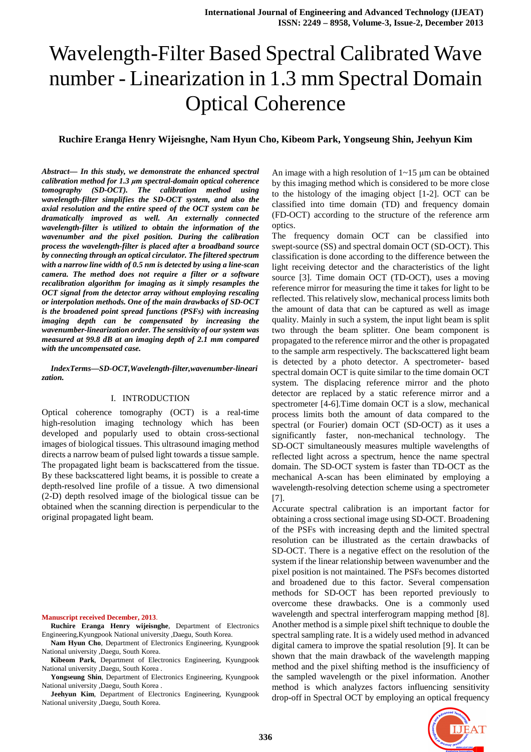#  Wavelength-Filter Based Spectral Calibrated Wave number - Linearization in 1.3 mm Spectral Domain Optical Coherence

**Ruchire Eranga Henry Wijeisnghe, Nam Hyun Cho, Kibeom Park, Yongseung Shin, Jeehyun Kim**

***Abstract— In this study, we demonstrate the enhanced spectral calibration method for 1.3 µm spectral-domain optical coherence tomography (SD-OCT). The calibration method using wavelength-filter simplifies the SD-OCT system, and also the axial resolution and the entire speed of the OCT system can be dramatically improved as well. An externally connected wavelength-filter is utilized to obtain the information of the wavenumber and the pixel position. During the calibration process the wavelength-filter is placed after a broadband source by connecting through an optical circulator. The filtered spectrum with a narrow line width of 0.5 nm is detected by using a line-scan camera. The method does not require a filter or a software recalibration algorithm for imaging as it simply resamples the OCT signal from the detector array without employing rescaling or interpolation methods. One of the main drawbacks of SD-OCT is the broadened point spread functions (PSFs) with increasing imaging depth can be compensated by increasing the wavenumber-linearization order. The sensitivity of our system was measured at 99.8 dB at an imaging depth of 2.1 mm compared with the uncompensated case.***

***IndexTerms—SD-OCT,Wavelength-filter,wavenumber-linearization.***

## I. INTRODUCTION

Optical coherence tomography (OCT) is a real-time high-resolution imaging technology which has been developed and popularly used to obtain cross-sectional images of biological tissues. This ultrasound imaging method directs a narrow beam of pulsed light towards a tissue sample. The propagated light beam is backscattered from the tissue. By these backscattered light beams, it is possible to create a depth-resolved line profile of a tissue. A two dimensional (2-D) depth resolved image of the biological tissue can be obtained when the scanning direction is perpendicular to the original propagated light beam.

**Manuscript received December, 2013**.

**Ruchire Eranga Henry wijeisnghe**, Department of Electronics Engineering,Kyungpook National university ,Daegu, South Korea.

**Nam Hyun Cho**, Department of Electronics Engineering, Kyungpook National university ,Daegu, South Korea.

**Kibeom Park**, Department of Electronics Engineering, Kyungpook National university ,Daegu, South Korea .

**Yongseung Shin**, Department of Electronics Engineering, Kyungpook National university ,Daegu, South Korea .

**Jeehyun Kim**, Department of Electronics Engineering, Kyungpook National university ,Daegu, South Korea.

An image with a high resolution of 1~15 µm can be obtained by this imaging method which is considered to be more close to the histology of the imaging object [1-2]. OCT can be classified into time domain (TD) and frequency domain (FD-OCT) according to the structure of the reference arm optics.

The frequency domain OCT can be classified into swept-source (SS) and spectral domain OCT (SD-OCT). This classification is done according to the difference between the light receiving detector and the characteristics of the light source [3]. Time domain OCT (TD-OCT), uses a moving reference mirror for measuring the time it takes for light to be reflected. This relatively slow, mechanical process limits both the amount of data that can be captured as well as image quality. Mainly in such a system, the input light beam is split two through the beam splitter. One beam component is propagated to the reference mirror and the other is propagated to the sample arm respectively. The backscattered light beam is detected by a photo detector. A spectrometer- based spectral domain OCT is quite similar to the time domain OCT system. The displacing reference mirror and the photo detector are replaced by a static reference mirror and a spectrometer [4-6].Time domain OCT is a slow, mechanical process limits both the amount of data compared to the spectral (or Fourier) domain OCT (SD-OCT) as it uses a significantly faster, non-mechanical technology. The SD-OCT simultaneously measures multiple wavelengths of reflected light across a spectrum, hence the name spectral domain. The SD-OCT system is faster than TD-OCT as the mechanical A-scan has been eliminated by employing a wavelength-resolving detection scheme using a spectrometer [7].

Accurate spectral calibration is an important factor for obtaining a cross sectional image using SD-OCT. Broadening of the PSFs with increasing depth and the limited spectral resolution can be illustrated as the certain drawbacks of SD-OCT. There is a negative effect on the resolution of the system if the linear relationship between wavenumber and the pixel position is not maintained. The PSFs becomes distorted and broadened due to this factor. Several compensation methods for SD-OCT has been reported previously to overcome these drawbacks. One is a commonly used wavelength and spectral interferogram mapping method [8]. Another method is a simple pixel shift technique to double the spectral sampling rate. It is a widely used method in advanced digital camera to improve the spatial resolution [9]. It can be shown that the main drawback of the wavelength mapping method and the pixel shifting method is the insufficiency of the sampled wavelength or the pixel information. Another method is which analyzes factors influencing sensitivity drop-off in Spectral OCT by employing an optical frequency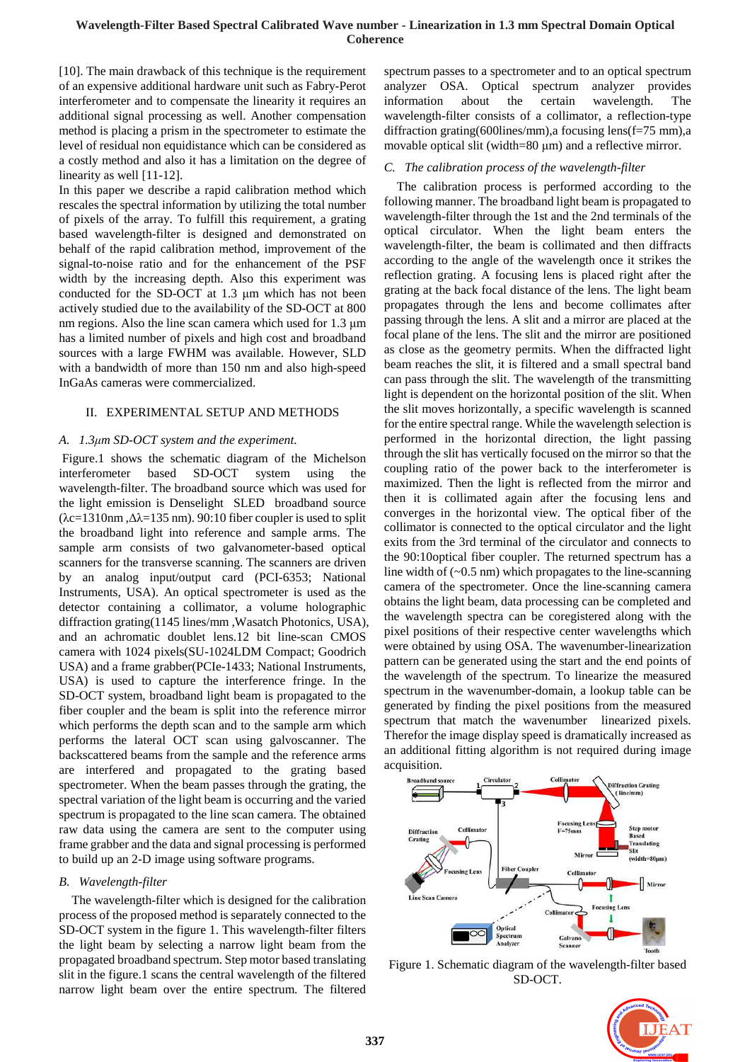[10]. The main drawback of this technique is the requirement of an expensive additional hardware unit such as Fabry-Perot interferometer and to compensate the linearity it requires an additional signal processing as well. Another compensation method is placing a prism in the spectrometer to estimate the level of residual non equidistance which can be considered as a costly method and also it has a limitation on the degree of linearity as well [11-12].

In this paper we describe a rapid calibration method which rescales the spectral information by utilizing the total number of pixels of the array. To fulfill this requirement, a grating based wavelength-filter is designed and demonstrated on behalf of the rapid calibration method, improvement of the signal-to-noise ratio and for the enhancement of the PSF width by the increasing depth. Also this experiment was conducted for the SD-OCT at 1.3 μm which has not been actively studied due to the availability of the SD-OCT at 800 nm regions. Also the line scan camera which used for 1.3 μm has a limited number of pixels and high cost and broadband sources with a large FWHM was available. However, SLD with a bandwidth of more than 150 nm and also high-speed InGaAs cameras were commercialized.

## II. EXPERIMENTAL SETUP AND METHODS

### *A. 1.3μm SD-OCT system and the experiment.*

Figure.1 shows the schematic diagram of the Michelson interferometer based SD-OCT system using the wavelength-filter. The broadband source which was used for the light emission is Denselight SLED broadband source (λc=1310nm ,Δλ=135 nm). 90:10 fiber coupler is used to split the broadband light into reference and sample arms. The sample arm consists of two galvanometer-based optical scanners for the transverse scanning. The scanners are driven by an analog input/output card (PCI-6353; National Instruments, USA). An optical spectrometer is used as the detector containing a collimator, a volume holographic diffraction grating(1145 lines/mm ,Wasatch Photonics, USA), and an achromatic doublet lens.12 bit line-scan CMOS camera with 1024 pixels(SU-1024LDM Compact; Goodrich USA) and a frame grabber(PCIe-1433; National Instruments, USA) is used to capture the interference fringe. In the SD-OCT system, broadband light beam is propagated to the fiber coupler and the beam is split into the reference mirror which performs the depth scan and to the sample arm which performs the lateral OCT scan using galvoscanner. The backscattered beams from the sample and the reference arms are interfered and propagated to the grating based spectrometer. When the beam passes through the grating, the spectral variation of the light beam is occurring and the varied spectrum is propagated to the line scan camera. The obtained raw data using the camera are sent to the computer using frame grabber and the data and signal processing is performed to build up an 2-D image using software programs.

### *B. Wavelength-filter*

The wavelength-filter which is designed for the calibration process of the proposed method is separately connected to the SD-OCT system in the figure 1. This wavelength-filter filters the light beam by selecting a narrow light beam from the propagated broadband spectrum. Step motor based translating slit in the figure.1 scans the central wavelength of the filtered narrow light beam over the entire spectrum. The filtered spectrum passes to a spectrometer and to an optical spectrum analyzer OSA. Optical spectrum analyzer provides information about the certain wavelength. The wavelength-filter consists of a collimator, a reflection-type diffraction grating(600lines/mm),a focusing lens(f=75 mm),a movable optical slit (width=80 μm) and a reflective mirror.

### *C. The calibration process of the wavelength-filter*

The calibration process is performed according to the following manner. The broadband light beam is propagated to wavelength-filter through the 1st and the 2nd terminals of the optical circulator. When the light beam enters the wavelength-filter, the beam is collimated and then diffracts according to the angle of the wavelength once it strikes the reflection grating. A focusing lens is placed right after the grating at the back focal distance of the lens. The light beam propagates through the lens and become collimates after passing through the lens. A slit and a mirror are placed at the focal plane of the lens. The slit and the mirror are positioned as close as the geometry permits. When the diffracted light beam reaches the slit, it is filtered and a small spectral band can pass through the slit. The wavelength of the transmitting light is dependent on the horizontal position of the slit. When the slit moves horizontally, a specific wavelength is scanned for the entire spectral range. While the wavelength selection is performed in the horizontal direction, the light passing through the slit has vertically focused on the mirror so that the coupling ratio of the power back to the interferometer is maximized. Then the light is reflected from the mirror and then it is collimated again after the focusing lens and converges in the horizontal view. The optical fiber of the collimator is connected to the optical circulator and the light exits from the 3rd terminal of the circulator and connects to the 90:10optical fiber coupler. The returned spectrum has a line width of (~0.5 nm) which propagates to the line-scanning camera of the spectrometer. Once the line-scanning camera obtains the light beam, data processing can be completed and the wavelength spectra can be coregistered along with the pixel positions of their respective center wavelengths which were obtained by using OSA. The wavenumber-linearization pattern can be generated using the start and the end points of the wavelength of the spectrum. To linearize the measured spectrum in the wavenumber-domain, a lookup table can be generated by finding the pixel positions from the measured spectrum that match the wavenumber linearized pixels. Therefor the image display speed is dramatically increased as an additional fitting algorithm is not required during image acquisition.

Figure 1. Schematic diagram of the wavelength-filter based SD-OCT.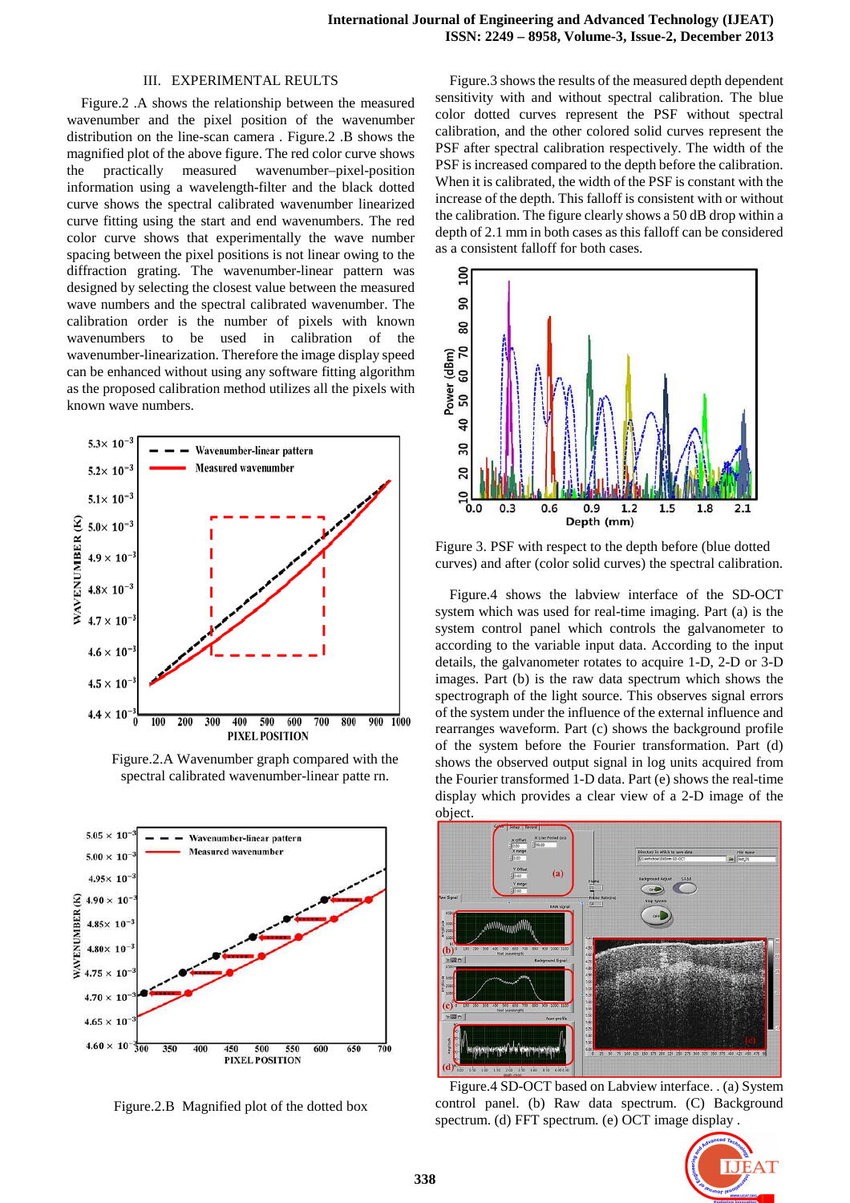## III. EXPERIMENTAL REULTS

Figure.2 .A shows the relationship between the measured wavenumber and the pixel position of the wavenumber distribution on the line-scan camera . Figure.2 .B shows the magnified plot of the above figure. The red color curve shows the practically measured wavenumber–pixel-position information using a wavelength-filter and the black dotted curve shows the spectral calibrated wavenumber linearized curve fitting using the start and end wavenumbers. The red color curve shows that experimentally the wave number spacing between the pixel positions is not linear owing to the diffraction grating. The wavenumber-linear pattern was designed by selecting the closest value between the measured wave numbers and the spectral calibrated wavenumber. The calibration order is the number of pixels with known wavenumbers to be used in calibration of the wavenumber-linearization. Therefore the image display speed can be enhanced without using any software fitting algorithm as the proposed calibration method utilizes all the pixels with known wave numbers.

Figure.2.A Wavenumber graph compared with the spectral calibrated wavenumber-linear patte rn.

Figure.2.B Magnified plot of the dotted box

Figure.3 shows the results of the measured depth dependent sensitivity with and without spectral calibration. The blue color dotted curves represent the PSF without spectral calibration, and the other colored solid curves represent the PSF after spectral calibration respectively. The width of the PSF is increased compared to the depth before the calibration. When it is calibrated, the width of the PSF is constant with the increase of the depth. This falloff is consistent with or without the calibration. The figure clearly shows a 50 dB drop within a depth of 2.1 mm in both cases as this falloff can be considered as a consistent falloff for both cases.

Figure 3. PSF with respect to the depth before (blue dotted curves) and after (color solid curves) the spectral calibration.

Figure.4 shows the labview interface of the SD-OCT system which was used for real-time imaging. Part (a) is the system control panel which controls the galvanometer to according to the variable input data. According to the input details, the galvanometer rotates to acquire 1-D, 2-D or 3-D images. Part (b) is the raw data spectrum which shows the spectrograph of the light source. This observes signal errors of the system under the influence of the external influence and rearranges waveform. Part (c) shows the background profile of the system before the Fourier transformation. Part (d) shows the observed output signal in log units acquired from the Fourier transformed 1-D data. Part (e) shows the real-time display which provides a clear view of a 2-D image of the object.

Figure.4 SD-OCT based on Labview interface. . (a) System control panel. (b) Raw data spectrum. (C) Background spectrum. (d) FFT spectrum. (e) OCT image display .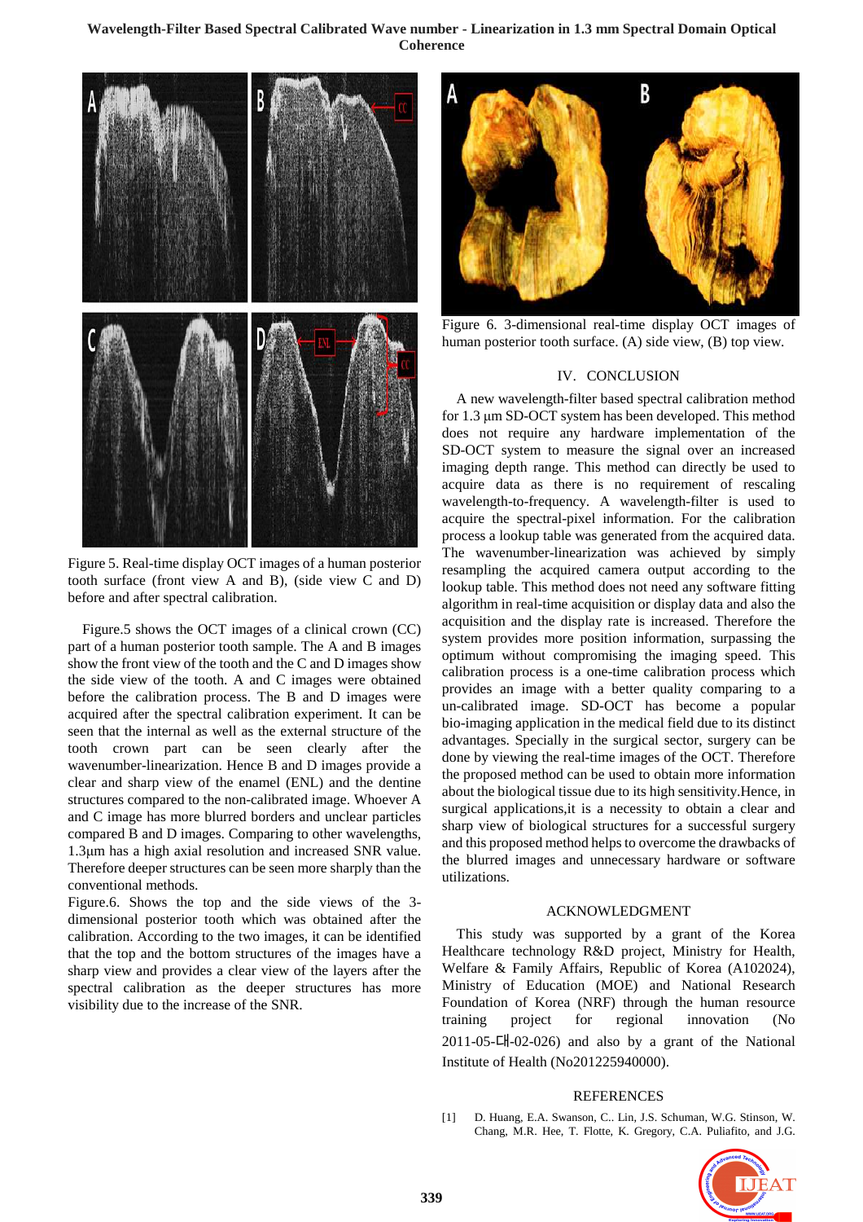Figure 5. Real-time display OCT images of a human posterior tooth surface (front view A and B), (side view C and D) before and after spectral calibration.

Figure.5 shows the OCT images of a clinical crown (CC) part of a human posterior tooth sample. The A and B images show the front view of the tooth and the C and D images show the side view of the tooth. A and C images were obtained before the calibration process. The B and D images were acquired after the spectral calibration experiment. It can be seen that the internal as well as the external structure of the tooth crown part can be seen clearly after the wavenumber-linearization. Hence B and D images provide a clear and sharp view of the enamel (ENL) and the dentine structures compared to the non-calibrated image. Whoever A and C image has more blurred borders and unclear particles compared B and D images. Comparing to other wavelengths, 1.3μm has a high axial resolution and increased SNR value. Therefore deeper structures can be seen more sharply than the conventional methods.

Figure.6. Shows the top and the side views of the 3-dimensional posterior tooth which was obtained after the calibration. According to the two images, it can be identified that the top and the bottom structures of the images have a sharp view and provides a clear view of the layers after the spectral calibration as the deeper structures has more visibility due to the increase of the SNR.

Figure 6. 3-dimensional real-time display OCT images of human posterior tooth surface. (A) side view, (B) top view.

## IV. CONCLUSION

A new wavelength-filter based spectral calibration method for 1.3 μm SD-OCT system has been developed. This method does not require any hardware implementation of the SD-OCT system to measure the signal over an increased imaging depth range. This method can directly be used to acquire data as there is no requirement of rescaling wavelength-to-frequency. A wavelength-filter is used to acquire the spectral-pixel information. For the calibration process a lookup table was generated from the acquired data. The wavenumber-linearization was achieved by simply resampling the acquired camera output according to the lookup table. This method does not need any software fitting algorithm in real-time acquisition or display data and also the acquisition and the display rate is increased. Therefore the system provides more position information, surpassing the optimum without compromising the imaging speed. This calibration process is a one-time calibration process which provides an image with a better quality comparing to a un-calibrated image. SD-OCT has become a popular bio-imaging application in the medical field due to its distinct advantages. Specially in the surgical sector, surgery can be done by viewing the real-time images of the OCT. Therefore the proposed method can be used to obtain more information about the biological tissue due to its high sensitivity.Hence, in surgical applications,it is a necessity to obtain a clear and sharp view of biological structures for a successful surgery and this proposed method helps to overcome the drawbacks of the blurred images and unnecessary hardware or software utilizations.

## ACKNOWLEDGMENT

This study was supported by a grant of the Korea Healthcare technology R&D project, Ministry for Health, Welfare & Family Affairs, Republic of Korea (A102024), Ministry of Education (MOE) and National Research Foundation of Korea (NRF) through the human resource training project for regional innovation (No 2011-05-대-02-026) and also by a grant of the National Institute of Health (No201225940000).

## REFERENCES

[1] D. Huang, E.A. Swanson, C.. Lin, J.S. Schuman, W.G. Stinson, W. Chang, M.R. Hee, T. Flotte, K. Gregory, C.A. Puliafito, and J.G.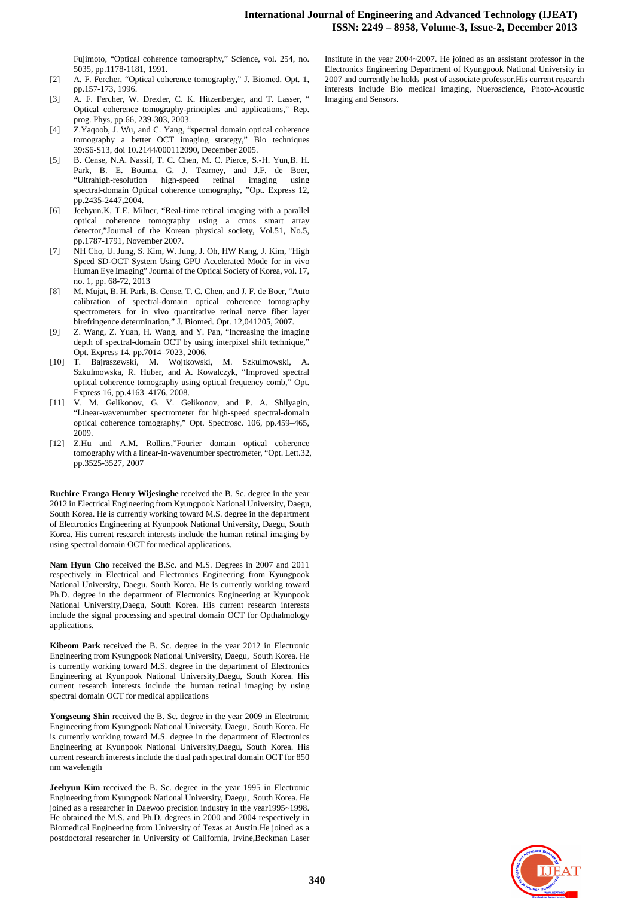Fujimoto, "Optical coherence tomography," Science, vol. 254, no. 5035, pp.1178-1181, 1991.

[2] A. F. Fercher, "Optical coherence tomography," J. Biomed. Opt. 1, pp.157-173, 1996.

[3] A. F. Fercher, W. Drexler, C. K. Hitzenberger, and T. Lasser, " Optical coherence tomography-principles and applications," Rep. prog. Phys, pp.66, 239-303, 2003.

[4] Z.Yaqoob, J. Wu, and C. Yang, "spectral domain optical coherence tomography a better OCT imaging strategy," Bio techniques 39:S6-S13, doi 10.2144/000112090, December 2005.

[5] B. Cense, N.A. Nassif, T. C. Chen, M. C. Pierce, S.-H. Yun,B. H. Park, B. E. Bouma, G. J. Tearney, and J.F. de Boer, "Ultrahigh-resolution high-speed retinal imaging using spectral-domain Optical coherence tomography, "Opt. Express 12, pp.2435-2447,2004.

[6] Jeehyun.K, T.E. Milner, "Real-time retinal imaging with a parallel optical coherence tomography using a cmos smart array detector,"Journal of the Korean physical society, Vol.51, No.5, pp.1787-1791, November 2007.

[7] NH Cho, U. Jung, S. Kim, W. Jung, J. Oh, HW Kang, J. Kim, "High Speed SD-OCT System Using GPU Accelerated Mode for in vivo Human Eye Imaging" Journal of the Optical Society of Korea, vol. 17, no. 1, pp. 68-72, 2013

[8] M. Mujat, B. H. Park, B. Cense, T. C. Chen, and J. F. de Boer, "Auto calibration of spectral-domain optical coherence tomography spectrometers for in vivo quantitative retinal nerve fiber layer birefringence determination," J. Biomed. Opt. 12,041205, 2007.

[9] Z. Wang, Z. Yuan, H. Wang, and Y. Pan, "Increasing the imaging depth of spectral-domain OCT by using interpixel shift technique," Opt. Express 14, pp.7014–7023, 2006.

[10] T. Bajraszewski, M. Wojtkowski, M. Szkulmowski, A. Szkulmowska, R. Huber, and A. Kowalczyk, "Improved spectral optical coherence tomography using optical frequency comb," Opt. Express 16, pp.4163–4176, 2008.

[11] V. M. Gelikonov, G. V. Gelikonov, and P. A. Shilyagin, "Linear-wavenumber spectrometer for high-speed spectral-domain optical coherence tomography," Opt. Spectrosc. 106, pp.459–465, 2009.

[12] Z.Hu and A.M. Rollins,"Fourier domain optical coherence tomography with a linear-in-wavenumber spectrometer, "Opt. Lett.32, pp.3525-3527, 2007

**Ruchire Eranga Henry Wijesinghe** received the B. Sc. degree in the year 2012 in Electrical Engineering from Kyungpook National University, Daegu, South Korea. He is currently working toward M.S. degree in the department of Electronics Engineering at Kyunpook National University, Daegu, South Korea. His current research interests include the human retinal imaging by using spectral domain OCT for medical applications.

**Nam Hyun Cho** received the B.Sc. and M.S. Degrees in 2007 and 2011 respectively in Electrical and Electronics Engineering from Kyungpook National University, Daegu, South Korea. He is currently working toward Ph.D. degree in the department of Electronics Engineering at Kyunpook National University,Daegu, South Korea. His current research interests include the signal processing and spectral domain OCT for Opthalmology applications.

**Kibeom Park** received the B. Sc. degree in the year 2012 in Electronic Engineering from Kyungpook National University, Daegu, South Korea. He is currently working toward M.S. degree in the department of Electronics Engineering at Kyunpook National University,Daegu, South Korea. His current research interests include the human retinal imaging by using spectral domain OCT for medical applications

**Yongseung Shin** received the B. Sc. degree in the year 2009 in Electronic Engineering from Kyungpook National University, Daegu, South Korea. He is currently working toward M.S. degree in the department of Electronics Engineering at Kyunpook National University,Daegu, South Korea. His current research interests include the dual path spectral domain OCT for 850 nm wavelength

**Jeehyun Kim** received the B. Sc. degree in the year 1995 in Electronic Engineering from Kyungpook National University, Daegu, South Korea. He joined as a researcher in Daewoo precision industry in the year1995~1998. He obtained the M.S. and Ph.D. degrees in 2000 and 2004 respectively in Biomedical Engineering from University of Texas at Austin.He joined as a postdoctoral researcher in University of California, Irvine,Beckman Laser Institute in the year 2004~2007. He joined as an assistant professor in the Electronics Engineering Department of Kyungpook National University in 2007 and currently he holds post of associate professor.His current research interests include Bio medical imaging, Nueroscience, Photo-Acoustic Imaging and Sensors.